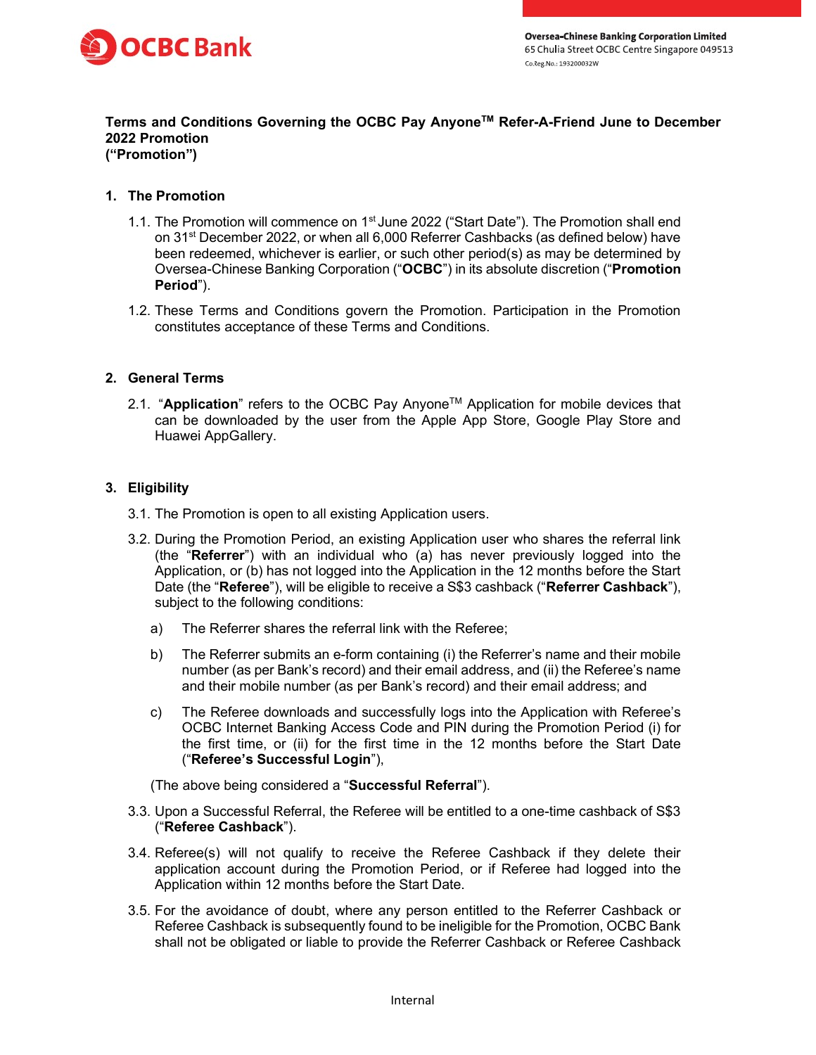Oversea-Chinese Banking Corporation Limited
65 Chulia Street OCBC Centre Singapore 049513
Co.Reg.No.: 193200032W

**Terms and Conditions Governing the OCBC Pay Anyone™ Refer-A-Friend June to December 2022 Promotion ("Promotion")**

## 1. The Promotion

1.1. The Promotion will commence on 1st June 2022 ("Start Date"). The Promotion shall end on 31st December 2022, or when all 6,000 Referrer Cashbacks (as defined below) have been redeemed, whichever is earlier, or such other period(s) as may be determined by Oversea-Chinese Banking Corporation ("**OCBC**") in its absolute discretion ("**Promotion Period**").

1.2. These Terms and Conditions govern the Promotion. Participation in the Promotion constitutes acceptance of these Terms and Conditions.

## 2. General Terms

2.1. "**Application**" refers to the OCBC Pay Anyone™ Application for mobile devices that can be downloaded by the user from the Apple App Store, Google Play Store and Huawei AppGallery.

## 3. Eligibility

3.1. The Promotion is open to all existing Application users.

3.2. During the Promotion Period, an existing Application user who shares the referral link (the "**Referrer**") with an individual who (a) has never previously logged into the Application, or (b) has not logged into the Application in the 12 months before the Start Date (the "**Referee**"), will be eligible to receive a S$3 cashback ("**Referrer Cashback**"), subject to the following conditions:

a) The Referrer shares the referral link with the Referee;

b) The Referrer submits an e-form containing (i) the Referrer's name and their mobile number (as per Bank's record) and their email address, and (ii) the Referee's name and their mobile number (as per Bank's record) and their email address; and

c) The Referee downloads and successfully logs into the Application with Referee's OCBC Internet Banking Access Code and PIN during the Promotion Period (i) for the first time, or (ii) for the first time in the 12 months before the Start Date ("**Referee's Successful Login**"),

(The above being considered a "**Successful Referral**").

3.3. Upon a Successful Referral, the Referee will be entitled to a one-time cashback of S$3 ("**Referee Cashback**").

3.4. Referee(s) will not qualify to receive the Referee Cashback if they delete their application account during the Promotion Period, or if Referee had logged into the Application within 12 months before the Start Date.

3.5. For the avoidance of doubt, where any person entitled to the Referrer Cashback or Referee Cashback is subsequently found to be ineligible for the Promotion, OCBC Bank shall not be obligated or liable to provide the Referrer Cashback or Referee Cashback

Internal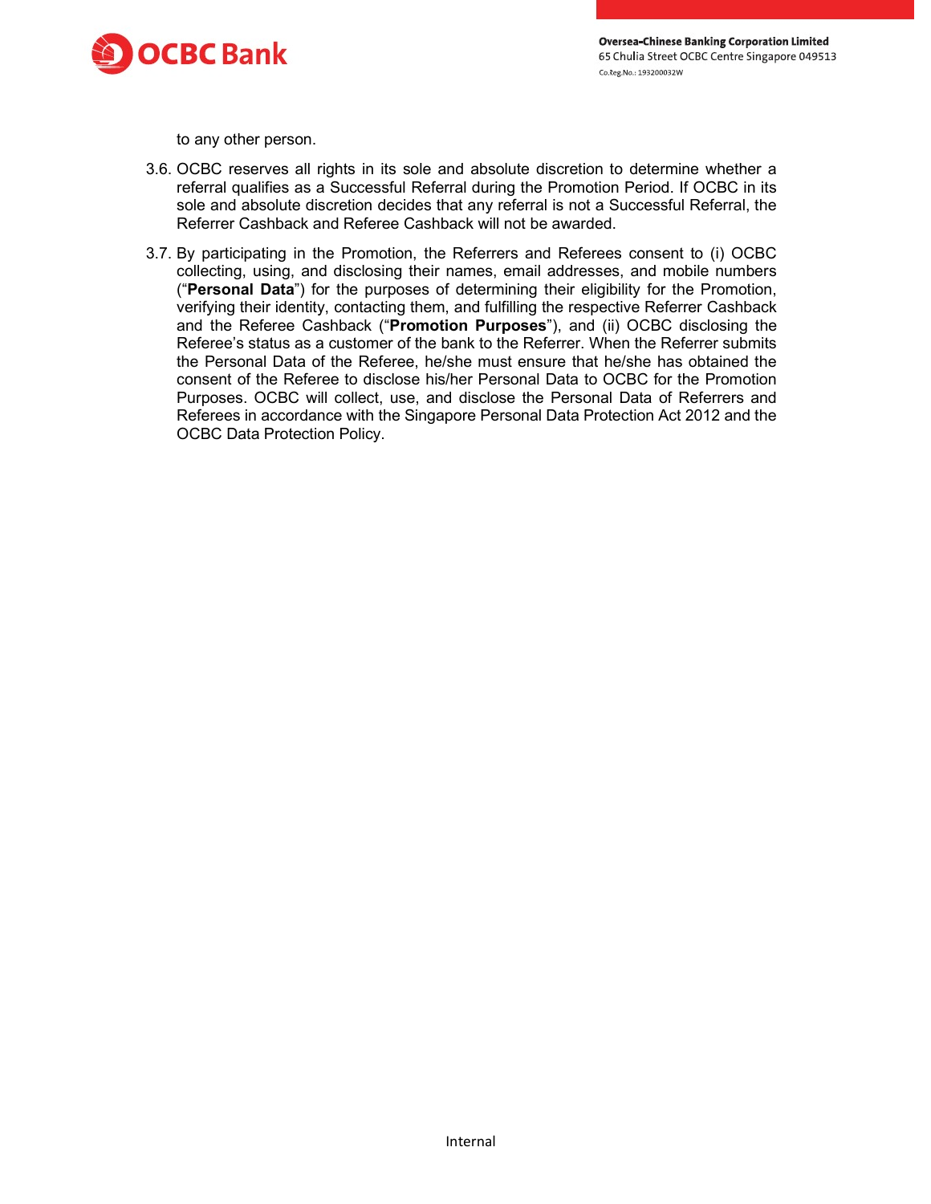to any other person.

3.6. OCBC reserves all rights in its sole and absolute discretion to determine whether a referral qualifies as a Successful Referral during the Promotion Period. If OCBC in its sole and absolute discretion decides that any referral is not a Successful Referral, the Referrer Cashback and Referee Cashback will not be awarded.

3.7. By participating in the Promotion, the Referrers and Referees consent to (i) OCBC collecting, using, and disclosing their names, email addresses, and mobile numbers ("**Personal Data**") for the purposes of determining their eligibility for the Promotion, verifying their identity, contacting them, and fulfilling the respective Referrer Cashback and the Referee Cashback ("**Promotion Purposes**"), and (ii) OCBC disclosing the Referee's status as a customer of the bank to the Referrer. When the Referrer submits the Personal Data of the Referee, he/she must ensure that he/she has obtained the consent of the Referee to disclose his/her Personal Data to OCBC for the Promotion Purposes. OCBC will collect, use, and disclose the Personal Data of Referrers and Referees in accordance with the Singapore Personal Data Protection Act 2012 and the OCBC Data Protection Policy.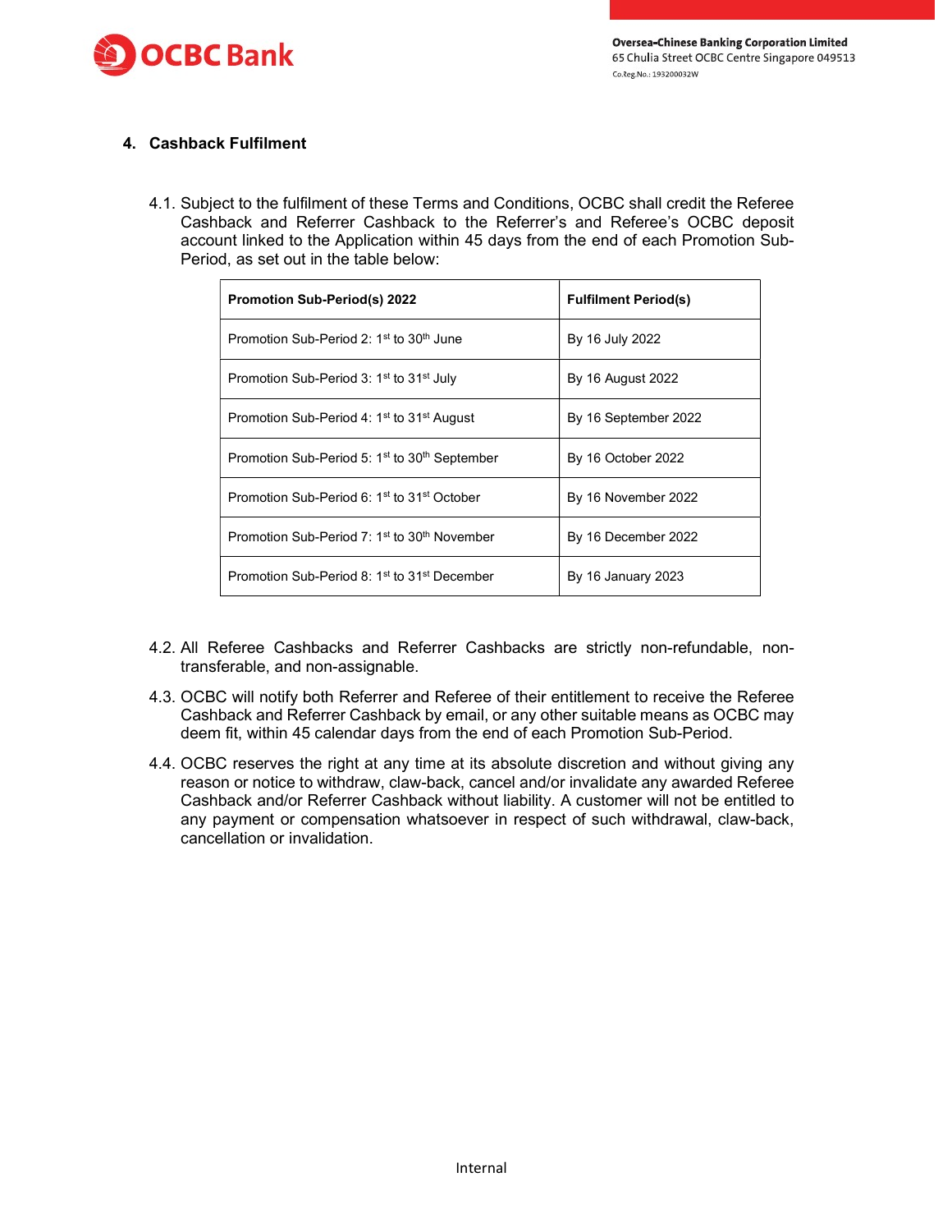## 4. Cashback Fulfilment

4.1. Subject to the fulfilment of these Terms and Conditions, OCBC shall credit the Referee Cashback and Referrer Cashback to the Referrer's and Referee's OCBC deposit account linked to the Application within 45 days from the end of each Promotion Sub-Period, as set out in the table below:

| Promotion Sub-Period(s) 2022 | Fulfilment Period(s) |
|---|---|
| Promotion Sub-Period 2: 1st to 30th June | By 16 July 2022 |
| Promotion Sub-Period 3: 1st to 31st July | By 16 August 2022 |
| Promotion Sub-Period 4: 1st to 31st August | By 16 September 2022 |
| Promotion Sub-Period 5: 1st to 30th September | By 16 October 2022 |
| Promotion Sub-Period 6: 1st to 31st October | By 16 November 2022 |
| Promotion Sub-Period 7: 1st to 30th November | By 16 December 2022 |
| Promotion Sub-Period 8: 1st to 31st December | By 16 January 2023 |

4.2. All Referee Cashbacks and Referrer Cashbacks are strictly non-refundable, non-transferable, and non-assignable.

4.3. OCBC will notify both Referrer and Referee of their entitlement to receive the Referee Cashback and Referrer Cashback by email, or any other suitable means as OCBC may deem fit, within 45 calendar days from the end of each Promotion Sub-Period.

4.4. OCBC reserves the right at any time at its absolute discretion and without giving any reason or notice to withdraw, claw-back, cancel and/or invalidate any awarded Referee Cashback and/or Referrer Cashback without liability. A customer will not be entitled to any payment or compensation whatsoever in respect of such withdrawal, claw-back, cancellation or invalidation.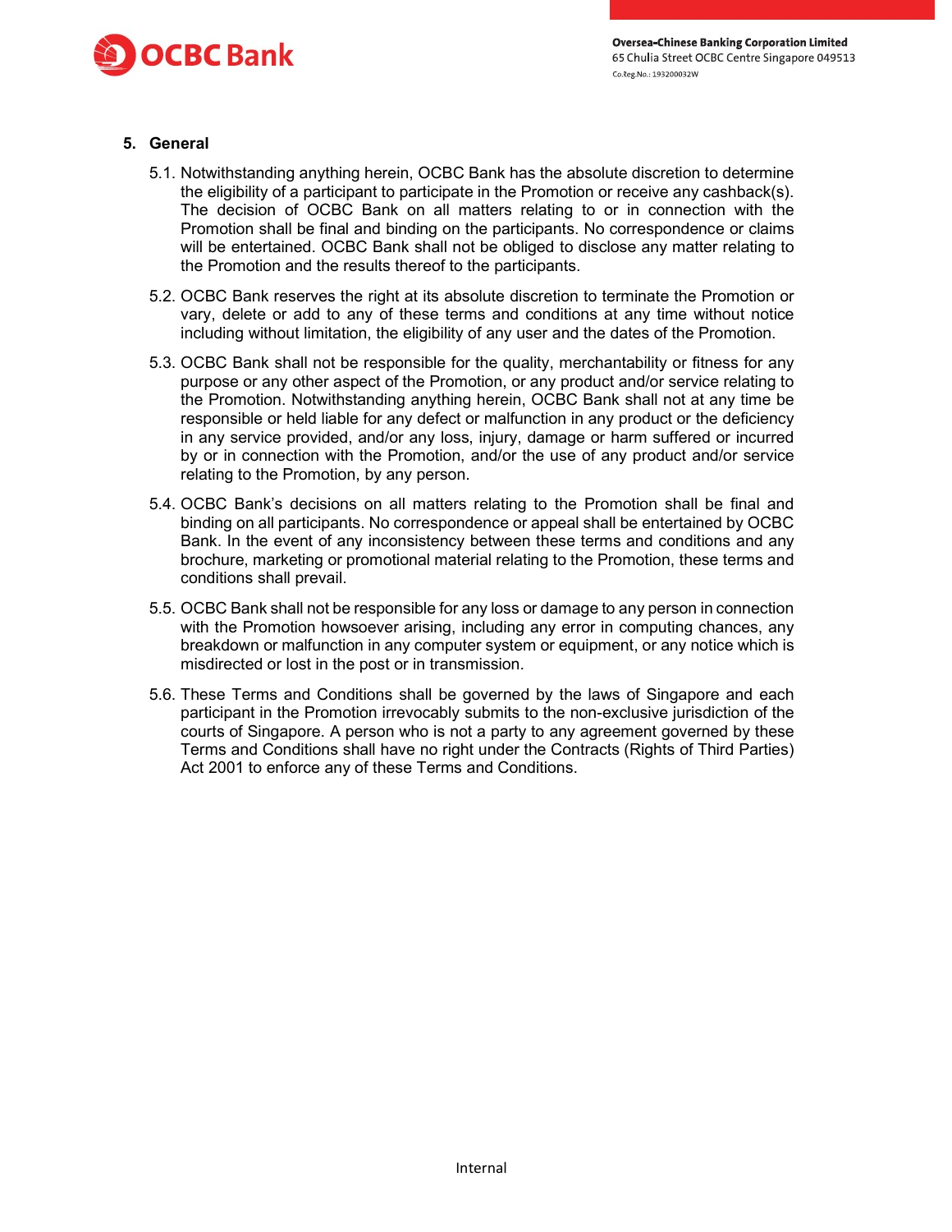## 5. General

5.1. Notwithstanding anything herein, OCBC Bank has the absolute discretion to determine the eligibility of a participant to participate in the Promotion or receive any cashback(s). The decision of OCBC Bank on all matters relating to or in connection with the Promotion shall be final and binding on the participants. No correspondence or claims will be entertained. OCBC Bank shall not be obliged to disclose any matter relating to the Promotion and the results thereof to the participants.

5.2. OCBC Bank reserves the right at its absolute discretion to terminate the Promotion or vary, delete or add to any of these terms and conditions at any time without notice including without limitation, the eligibility of any user and the dates of the Promotion.

5.3. OCBC Bank shall not be responsible for the quality, merchantability or fitness for any purpose or any other aspect of the Promotion, or any product and/or service relating to the Promotion. Notwithstanding anything herein, OCBC Bank shall not at any time be responsible or held liable for any defect or malfunction in any product or the deficiency in any service provided, and/or any loss, injury, damage or harm suffered or incurred by or in connection with the Promotion, and/or the use of any product and/or service relating to the Promotion, by any person.

5.4. OCBC Bank's decisions on all matters relating to the Promotion shall be final and binding on all participants. No correspondence or appeal shall be entertained by OCBC Bank. In the event of any inconsistency between these terms and conditions and any brochure, marketing or promotional material relating to the Promotion, these terms and conditions shall prevail.

5.5. OCBC Bank shall not be responsible for any loss or damage to any person in connection with the Promotion howsoever arising, including any error in computing chances, any breakdown or malfunction in any computer system or equipment, or any notice which is misdirected or lost in the post or in transmission.

5.6. These Terms and Conditions shall be governed by the laws of Singapore and each participant in the Promotion irrevocably submits to the non-exclusive jurisdiction of the courts of Singapore. A person who is not a party to any agreement governed by these Terms and Conditions shall have no right under the Contracts (Rights of Third Parties) Act 2001 to enforce any of these Terms and Conditions.